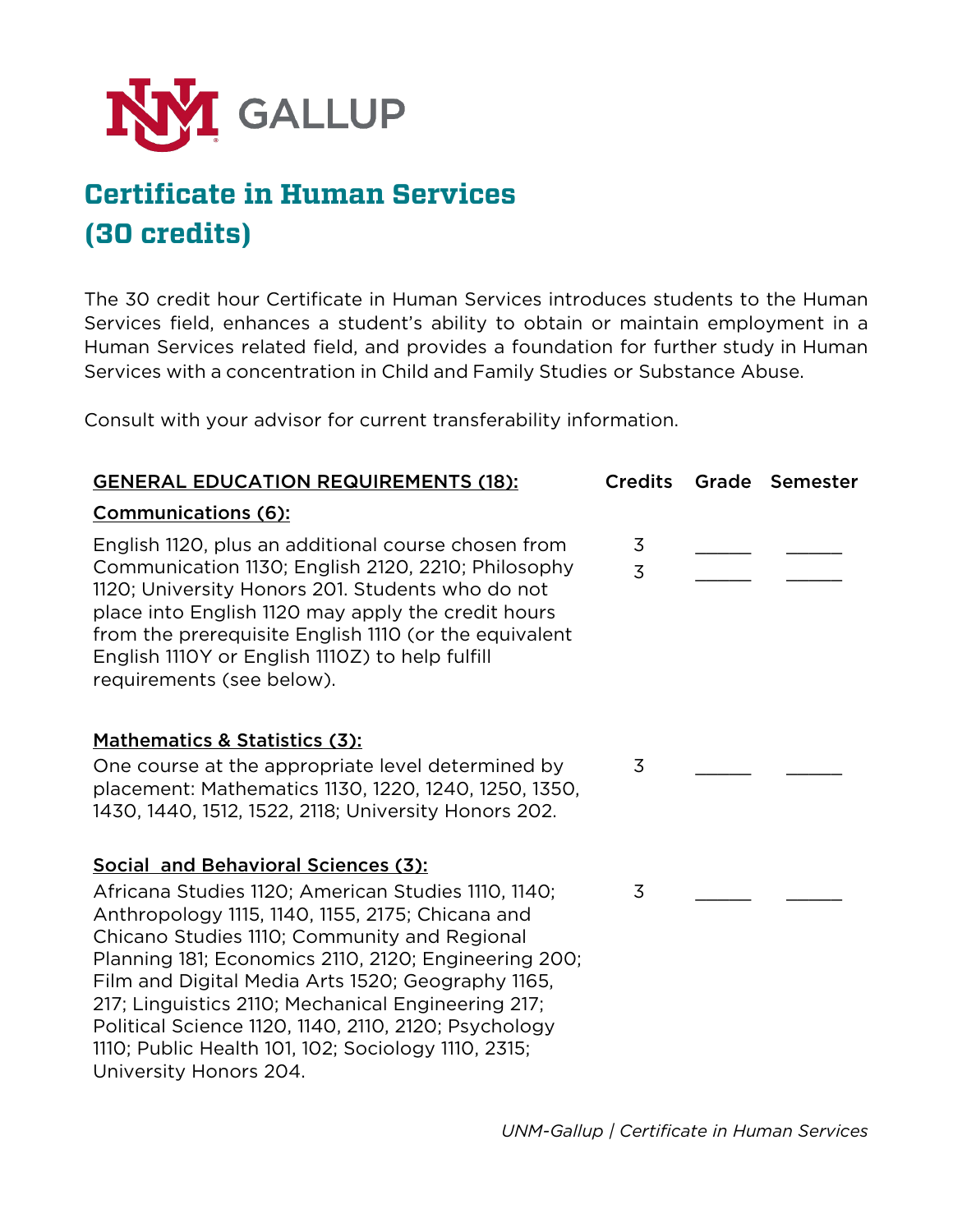# Certificate in Human Services (30 credits)

The 30 credit hour Certificate in Human Services introduces students to the Human Services field, enhances a student's ability to obtain or maintain employment in a Human Services related field, and provides a foundation for further study in Human Services with a concentration in Child and Family Studies or Substance Abuse.

Consult with your advisor for current transferability information.

| GENERAL EDUCATION REQUIREMENTS (18): | Credits | Grade | Semester |
|---|---|---|---|
| **Communications (6):** | | | |
| English 1120, plus an additional course chosen from Communication 1130; English 2120, 2210; Philosophy 1120; University Honors 201. Students who do not place into English 1120 may apply the credit hours from the prerequisite English 1110 (or the equivalent English 1110Y or English 1110Z) to help fulfill requirements (see below). | 3 | _____ | _____ |
| | 3 | _____ | _____ |
| **Mathematics & Statistics (3):** | | | |
| One course at the appropriate level determined by placement: Mathematics 1130, 1220, 1240, 1250, 1350, 1430, 1440, 1512, 1522, 2118; University Honors 202. | 3 | _____ | _____ |
| **Social and Behavioral Sciences (3):** | | | |
| Africana Studies 1120; American Studies 1110, 1140; Anthropology 1115, 1140, 1155, 2175; Chicana and Chicano Studies 1110; Community and Regional Planning 181; Economics 2110, 2120; Engineering 200; Film and Digital Media Arts 1520; Geography 1165, 217; Linguistics 2110; Mechanical Engineering 217; Political Science 1120, 1140, 2110, 2120; Psychology 1110; Public Health 101, 102; Sociology 1110, 2315; University Honors 204. | 3 | _____ | _____ |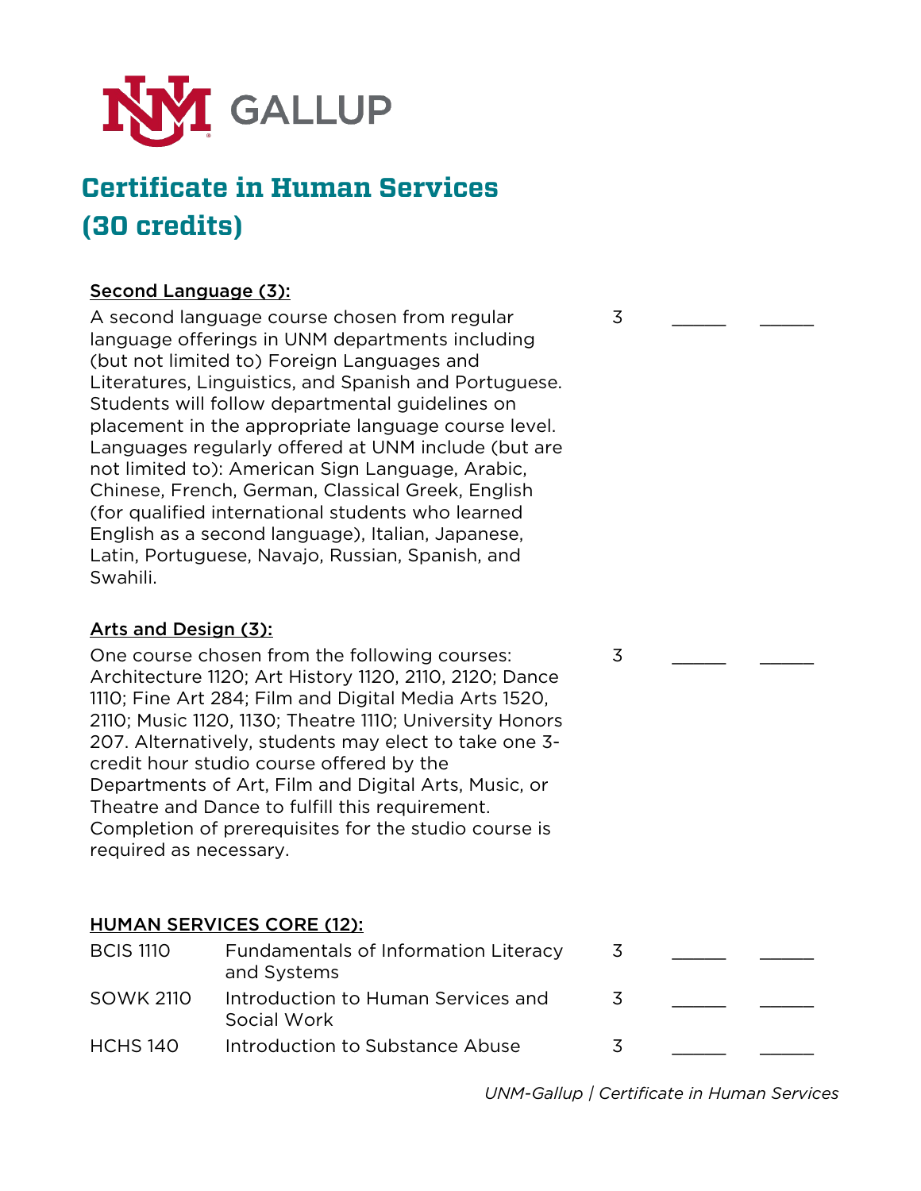# Certificate in Human Services (30 credits)

**Second Language (3):**

| | | | |
|---|---|---|---|
| A second language course chosen from regular language offerings in UNM departments including (but not limited to) Foreign Languages and Literatures, Linguistics, and Spanish and Portuguese. Students will follow departmental guidelines on placement in the appropriate language course level. Languages regularly offered at UNM include (but are not limited to): American Sign Language, Arabic, Chinese, French, German, Classical Greek, English (for qualified international students who learned English as a second language), Italian, Japanese, Latin, Portuguese, Navajo, Russian, Spanish, and Swahili. | 3 | _____ | _____ |

**Arts and Design (3):**

| | | | |
|---|---|---|---|
| One course chosen from the following courses: Architecture 1120; Art History 1120, 2110, 2120; Dance 1110; Fine Art 284; Film and Digital Media Arts 1520, 2110; Music 1120, 1130; Theatre 1110; University Honors 207. Alternatively, students may elect to take one 3-credit hour studio course offered by the Departments of Art, Film and Digital Arts, Music, or Theatre and Dance to fulfill this requirement. Completion of prerequisites for the studio course is required as necessary. | 3 | _____ | _____ |

**HUMAN SERVICES CORE (12):**

| | | | | |
|---|---|---|---|---|
| BCIS 1110 | Fundamentals of Information Literacy and Systems | 3 | _____ | _____ |
| SOWK 2110 | Introduction to Human Services and Social Work | 3 | _____ | _____ |
| HCHS 140 | Introduction to Substance Abuse | 3 | _____ | _____ |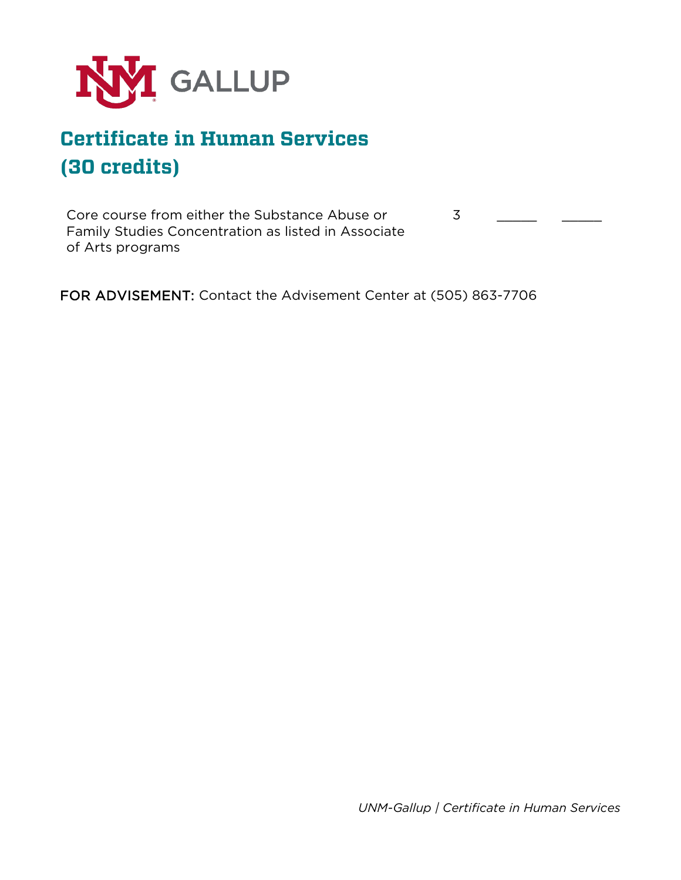GALLUP

# Certificate in Human Services
# (30 credits)

| | | | |
|---|---|---|---|
| Core course from either the Substance Abuse or Family Studies Concentration as listed in Associate of Arts programs | 3 | _____ | _____ |

**FOR ADVISEMENT:** Contact the Advisement Center at (505) 863-7706